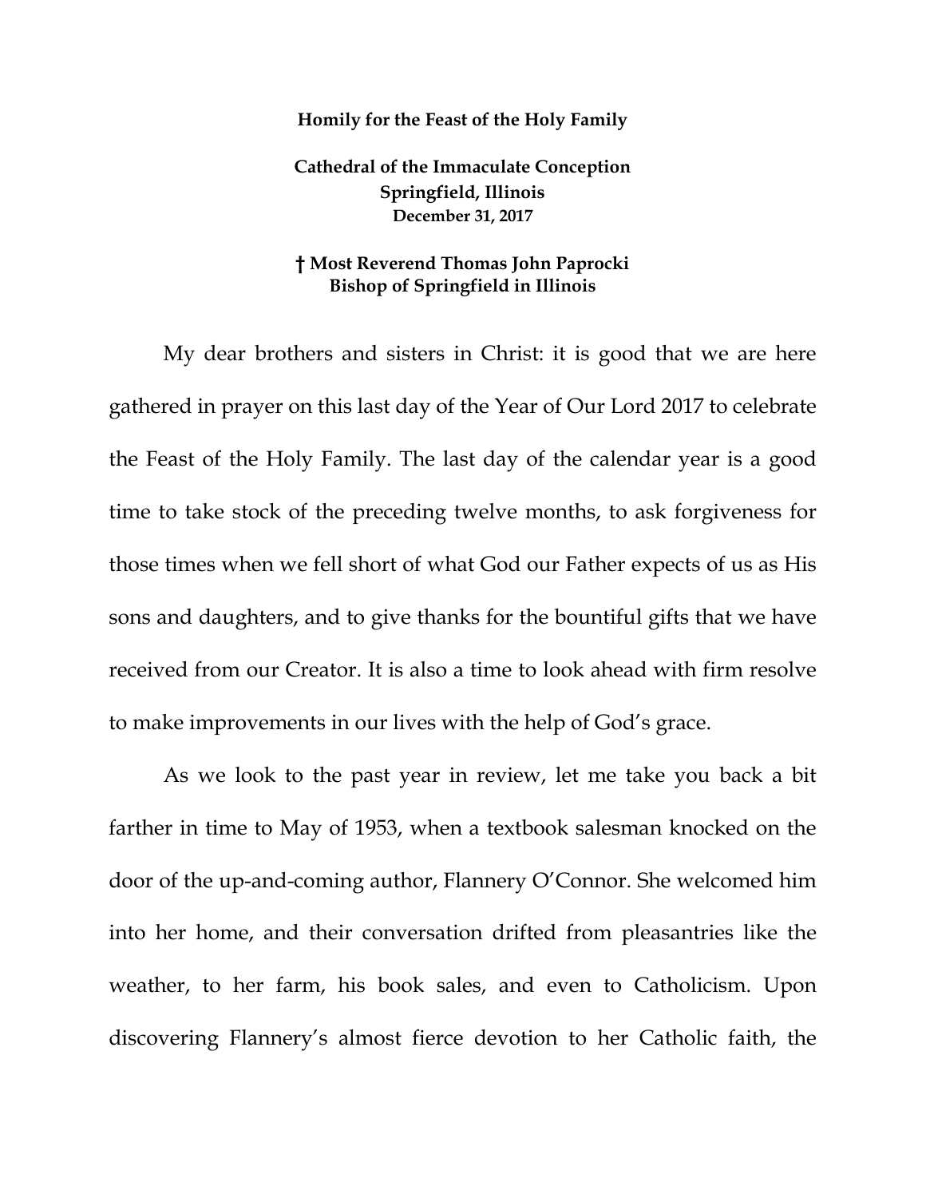**Homily for the Feast of the Holy Family**

**Cathedral of the Immaculate Conception**
**Springfield, Illinois**
**December 31, 2017**

**† Most Reverend Thomas John Paprocki**
**Bishop of Springfield in Illinois**

My dear brothers and sisters in Christ: it is good that we are here gathered in prayer on this last day of the Year of Our Lord 2017 to celebrate the Feast of the Holy Family. The last day of the calendar year is a good time to take stock of the preceding twelve months, to ask forgiveness for those times when we fell short of what God our Father expects of us as His sons and daughters, and to give thanks for the bountiful gifts that we have received from our Creator. It is also a time to look ahead with firm resolve to make improvements in our lives with the help of God's grace.

As we look to the past year in review, let me take you back a bit farther in time to May of 1953, when a textbook salesman knocked on the door of the up-and-coming author, Flannery O'Connor. She welcomed him into her home, and their conversation drifted from pleasantries like the weather, to her farm, his book sales, and even to Catholicism. Upon discovering Flannery's almost fierce devotion to her Catholic faith, the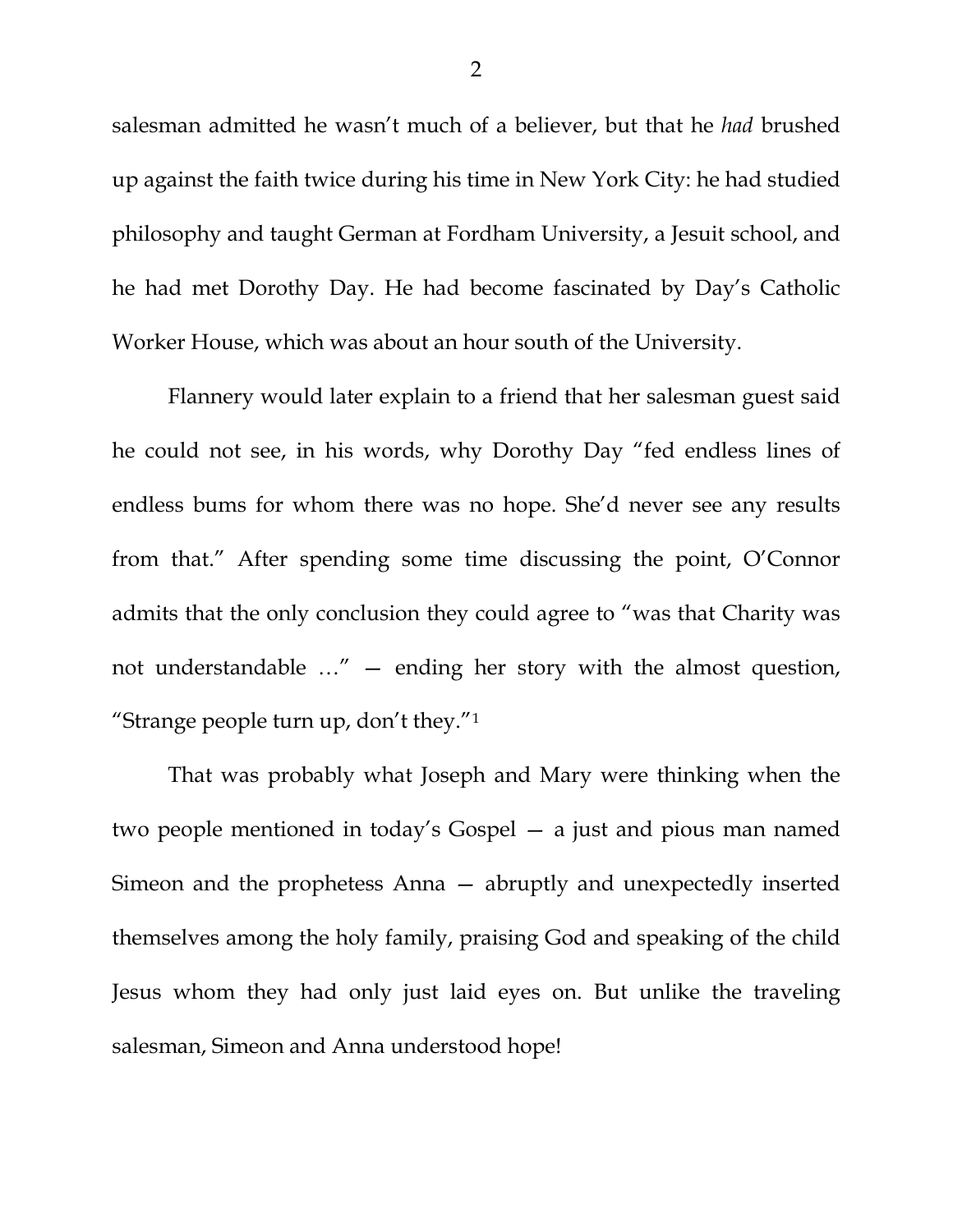salesman admitted he wasn't much of a believer, but that he *had* brushed up against the faith twice during his time in New York City: he had studied philosophy and taught German at Fordham University, a Jesuit school, and he had met Dorothy Day. He had become fascinated by Day's Catholic Worker House, which was about an hour south of the University.

Flannery would later explain to a friend that her salesman guest said he could not see, in his words, why Dorothy Day "fed endless lines of endless bums for whom there was no hope. She'd never see any results from that." After spending some time discussing the point, O'Connor admits that the only conclusion they could agree to "was that Charity was not understandable …" — ending her story with the almost question, "Strange people turn up, don't they."[1]

That was probably what Joseph and Mary were thinking when the two people mentioned in today's Gospel — a just and pious man named Simeon and the prophetess Anna — abruptly and unexpectedly inserted themselves among the holy family, praising God and speaking of the child Jesus whom they had only just laid eyes on. But unlike the traveling salesman, Simeon and Anna understood hope!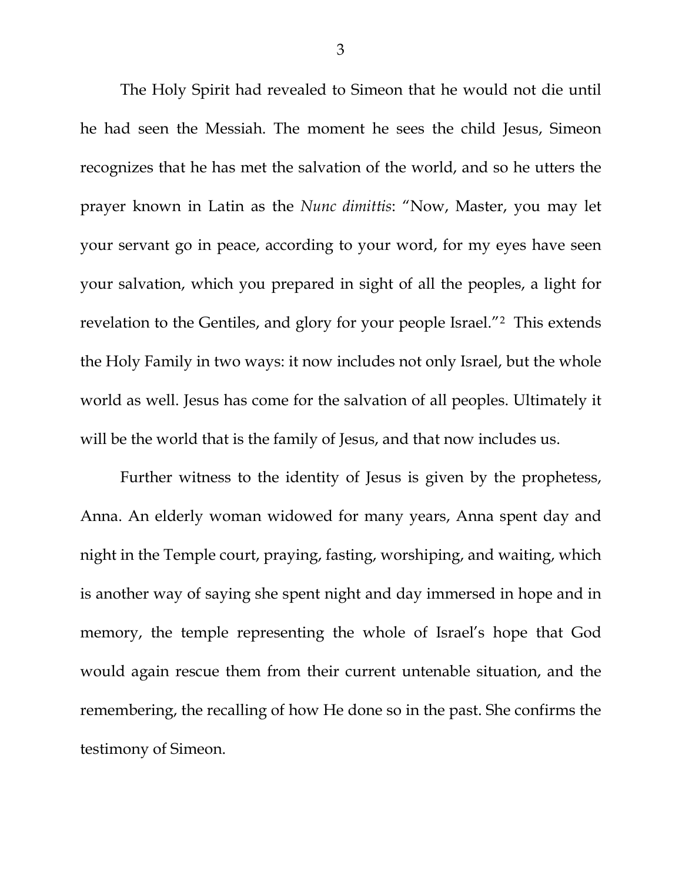The Holy Spirit had revealed to Simeon that he would not die until he had seen the Messiah. The moment he sees the child Jesus, Simeon recognizes that he has met the salvation of the world, and so he utters the prayer known in Latin as the *Nunc dimittis*: "Now, Master, you may let your servant go in peace, according to your word, for my eyes have seen your salvation, which you prepared in sight of all the peoples, a light for revelation to the Gentiles, and glory for your people Israel."[2] This extends the Holy Family in two ways: it now includes not only Israel, but the whole world as well. Jesus has come for the salvation of all peoples. Ultimately it will be the world that is the family of Jesus, and that now includes us.

Further witness to the identity of Jesus is given by the prophetess, Anna. An elderly woman widowed for many years, Anna spent day and night in the Temple court, praying, fasting, worshiping, and waiting, which is another way of saying she spent night and day immersed in hope and in memory, the temple representing the whole of Israel's hope that God would again rescue them from their current untenable situation, and the remembering, the recalling of how He done so in the past. She confirms the testimony of Simeon.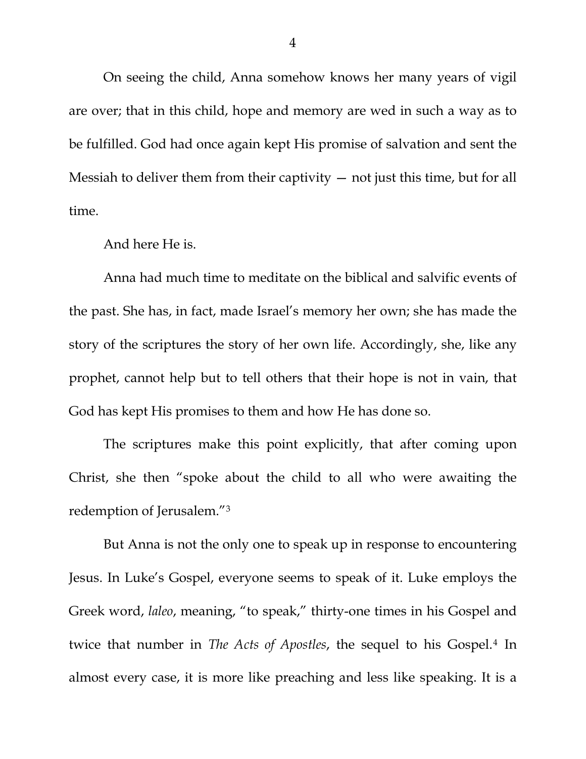On seeing the child, Anna somehow knows her many years of vigil are over; that in this child, hope and memory are wed in such a way as to be fulfilled. God had once again kept His promise of salvation and sent the Messiah to deliver them from their captivity — not just this time, but for all time.

And here He is.

Anna had much time to meditate on the biblical and salvific events of the past. She has, in fact, made Israel's memory her own; she has made the story of the scriptures the story of her own life. Accordingly, she, like any prophet, cannot help but to tell others that their hope is not in vain, that God has kept His promises to them and how He has done so.

The scriptures make this point explicitly, that after coming upon Christ, she then "spoke about the child to all who were awaiting the redemption of Jerusalem."[3]

But Anna is not the only one to speak up in response to encountering Jesus. In Luke's Gospel, everyone seems to speak of it. Luke employs the Greek word, *laleo*, meaning, "to speak," thirty-one times in his Gospel and twice that number in *The Acts of Apostles*, the sequel to his Gospel.[4] In almost every case, it is more like preaching and less like speaking. It is a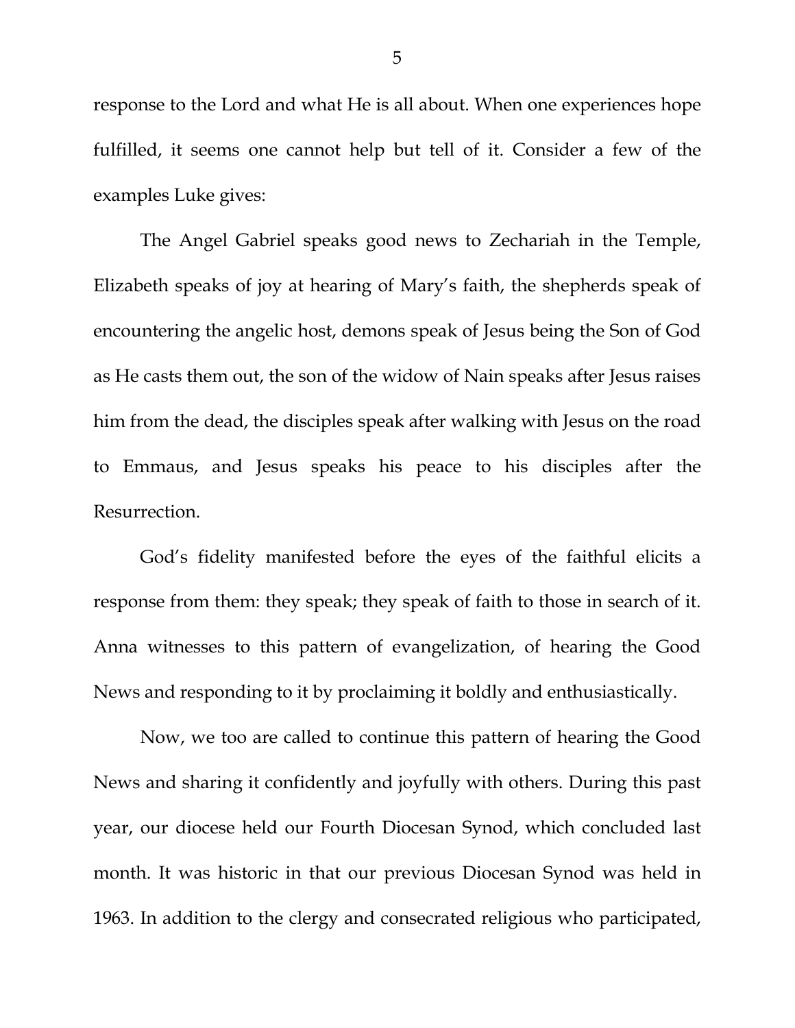response to the Lord and what He is all about. When one experiences hope fulfilled, it seems one cannot help but tell of it. Consider a few of the examples Luke gives:

The Angel Gabriel speaks good news to Zechariah in the Temple, Elizabeth speaks of joy at hearing of Mary's faith, the shepherds speak of encountering the angelic host, demons speak of Jesus being the Son of God as He casts them out, the son of the widow of Nain speaks after Jesus raises him from the dead, the disciples speak after walking with Jesus on the road to Emmaus, and Jesus speaks his peace to his disciples after the Resurrection.

God's fidelity manifested before the eyes of the faithful elicits a response from them: they speak; they speak of faith to those in search of it. Anna witnesses to this pattern of evangelization, of hearing the Good News and responding to it by proclaiming it boldly and enthusiastically.

Now, we too are called to continue this pattern of hearing the Good News and sharing it confidently and joyfully with others. During this past year, our diocese held our Fourth Diocesan Synod, which concluded last month. It was historic in that our previous Diocesan Synod was held in 1963. In addition to the clergy and consecrated religious who participated,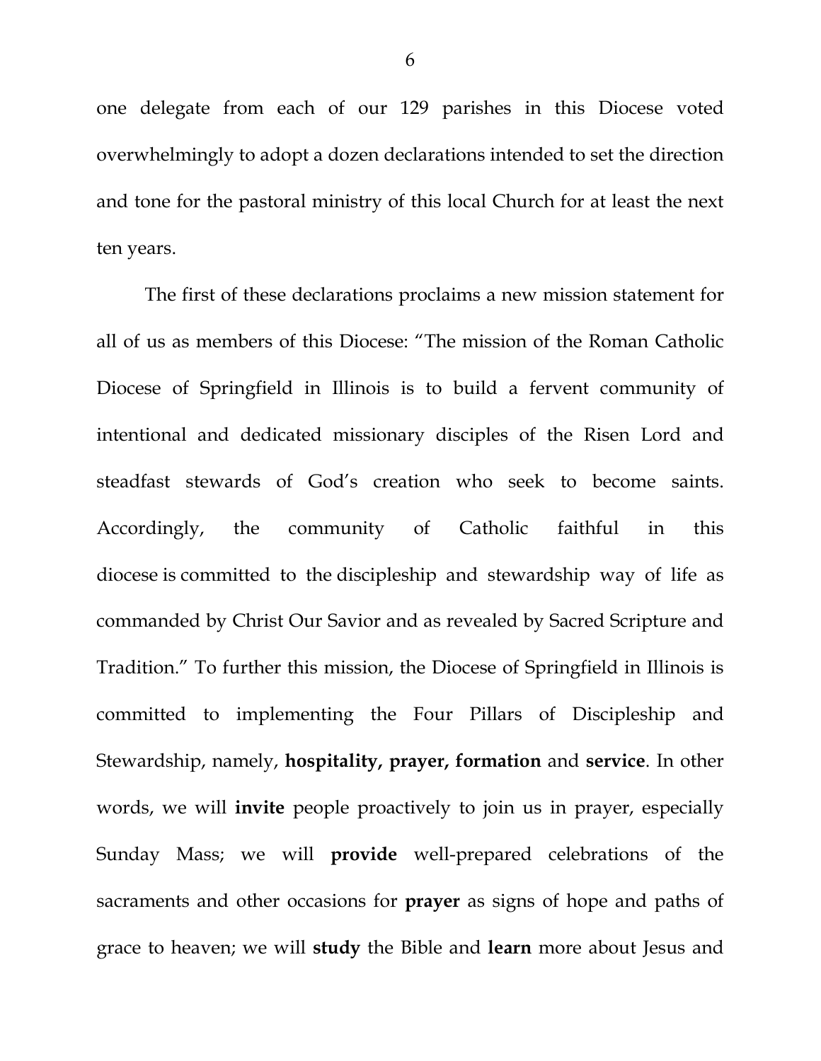one delegate from each of our 129 parishes in this Diocese voted overwhelmingly to adopt a dozen declarations intended to set the direction and tone for the pastoral ministry of this local Church for at least the next ten years.

The first of these declarations proclaims a new mission statement for all of us as members of this Diocese: "The mission of the Roman Catholic Diocese of Springfield in Illinois is to build a fervent community of intentional and dedicated missionary disciples of the Risen Lord and steadfast stewards of God's creation who seek to become saints. Accordingly, the community of Catholic faithful in this diocese is committed to the discipleship and stewardship way of life as commanded by Christ Our Savior and as revealed by Sacred Scripture and Tradition." To further this mission, the Diocese of Springfield in Illinois is committed to implementing the Four Pillars of Discipleship and Stewardship, namely, **hospitality, prayer, formation** and **service**. In other words, we will **invite** people proactively to join us in prayer, especially Sunday Mass; we will **provide** well-prepared celebrations of the sacraments and other occasions for **prayer** as signs of hope and paths of grace to heaven; we will **study** the Bible and **learn** more about Jesus and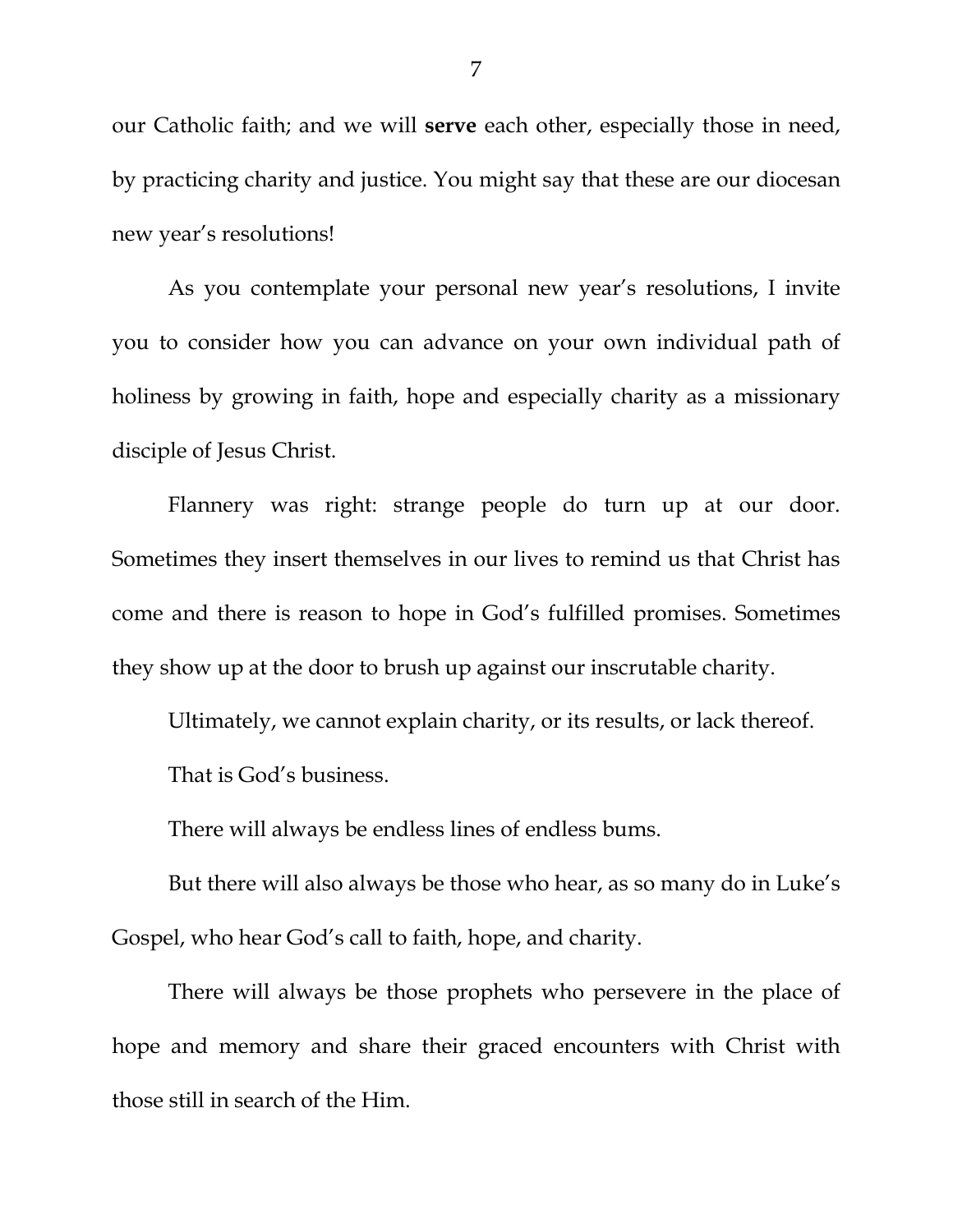our Catholic faith; and we will **serve** each other, especially those in need, by practicing charity and justice. You might say that these are our diocesan new year's resolutions!

As you contemplate your personal new year's resolutions, I invite you to consider how you can advance on your own individual path of holiness by growing in faith, hope and especially charity as a missionary disciple of Jesus Christ.

Flannery was right: strange people do turn up at our door. Sometimes they insert themselves in our lives to remind us that Christ has come and there is reason to hope in God's fulfilled promises. Sometimes they show up at the door to brush up against our inscrutable charity.

Ultimately, we cannot explain charity, or its results, or lack thereof.

That is God's business.

There will always be endless lines of endless bums.

But there will also always be those who hear, as so many do in Luke's Gospel, who hear God's call to faith, hope, and charity.

There will always be those prophets who persevere in the place of hope and memory and share their graced encounters with Christ with those still in search of the Him.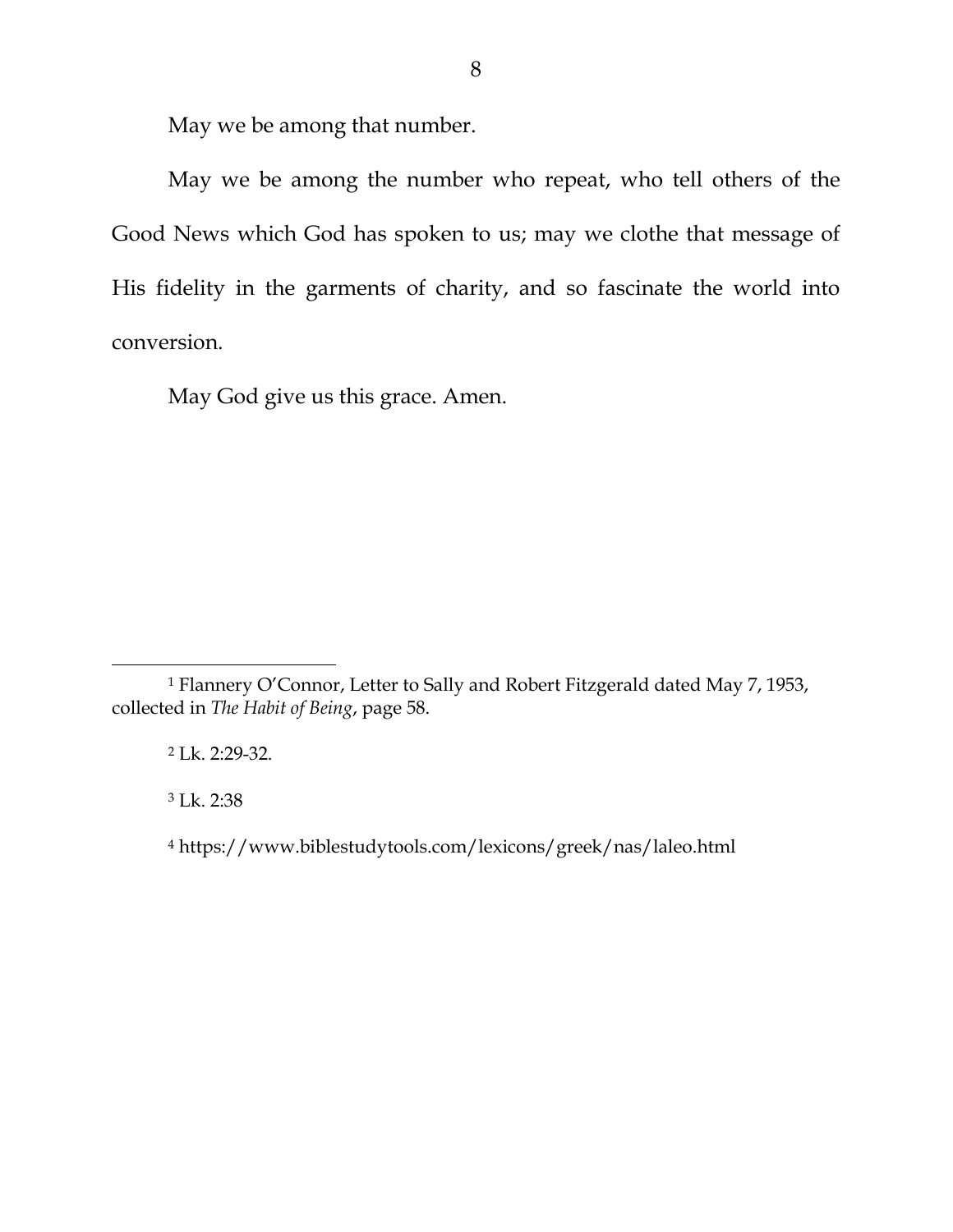May we be among that number.

May we be among the number who repeat, who tell others of the Good News which God has spoken to us; may we clothe that message of His fidelity in the garments of charity, and so fascinate the world into conversion.

May God give us this grace. Amen.

---

[1] Flannery O'Connor, Letter to Sally and Robert Fitzgerald dated May 7, 1953, collected in *The Habit of Being*, page 58.

[2] Lk. 2:29-32.

[3] Lk. 2:38

[4] https://www.biblestudytools.com/lexicons/greek/nas/laleo.html